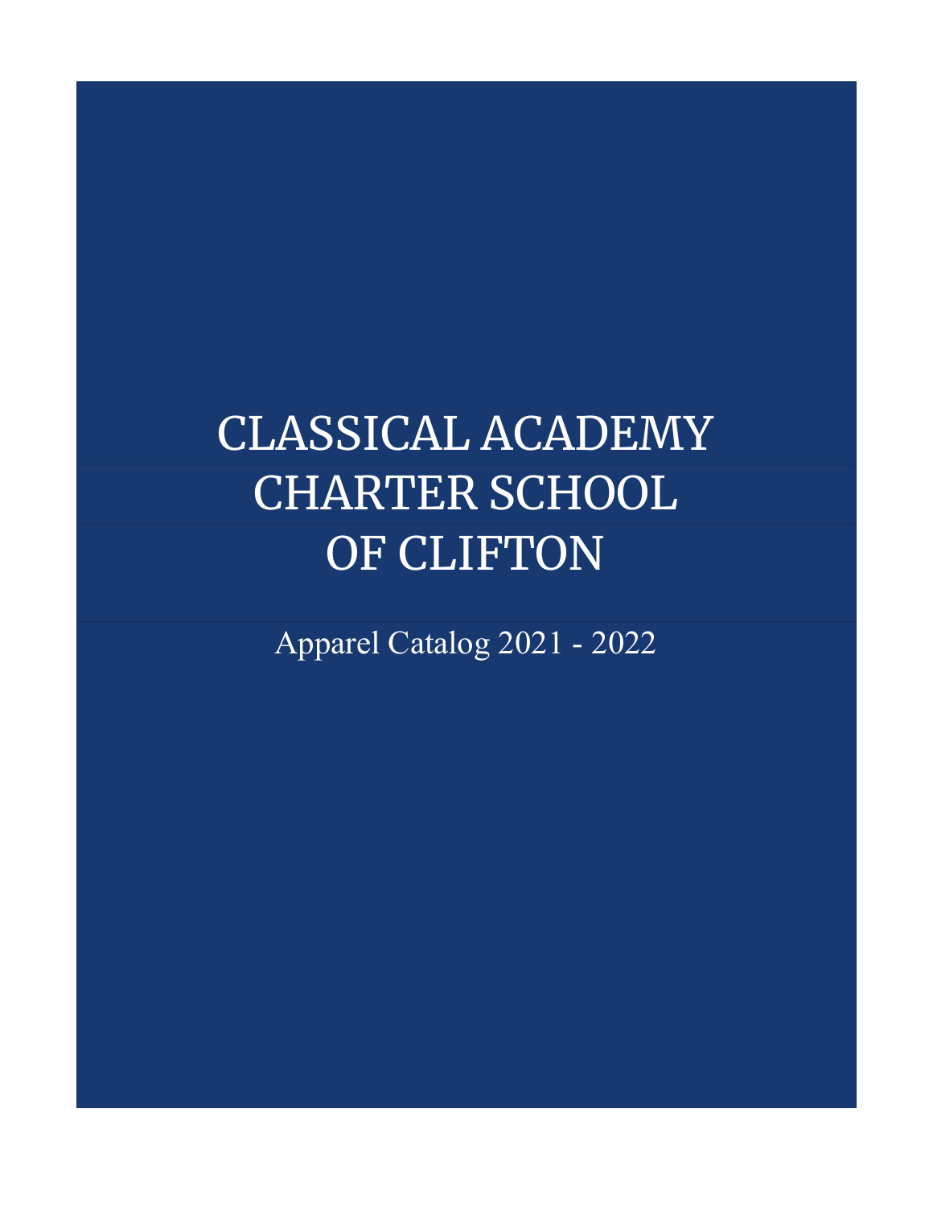# CLASSICAL ACADEMY CHARTER SCHOOL OF CLIFTON

Apparel Catalog 2021 - 2022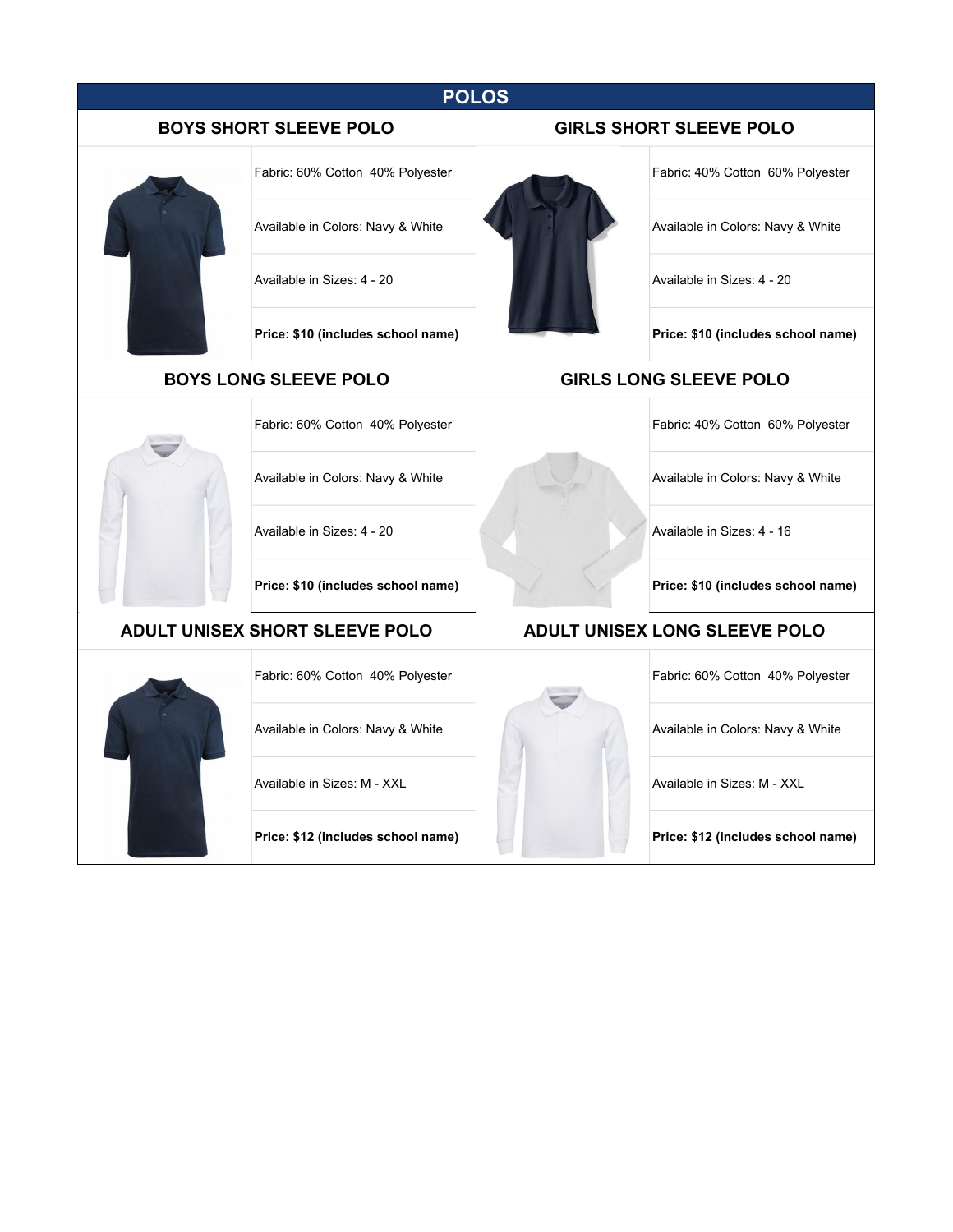# POLOS

## BOYS SHORT SLEEVE POLO

Fabric: 60% Cotton 40% Polyester

Available in Colors: Navy & White

Available in Sizes: 4 - 20

**Price: $10 (includes school name)**

## GIRLS SHORT SLEEVE POLO

Fabric: 40% Cotton 60% Polyester

Available in Colors: Navy & White

Available in Sizes: 4 - 20

**Price: $10 (includes school name)**

## BOYS LONG SLEEVE POLO

Fabric: 60% Cotton 40% Polyester

Available in Colors: Navy & White

Available in Sizes: 4 - 20

**Price: $10 (includes school name)**

## GIRLS LONG SLEEVE POLO

Fabric: 40% Cotton 60% Polyester

Available in Colors: Navy & White

Available in Sizes: 4 - 16

**Price: $10 (includes school name)**

## ADULT UNISEX SHORT SLEEVE POLO

Fabric: 60% Cotton 40% Polyester

Available in Colors: Navy & White

Available in Sizes: M - XXL

**Price: $12 (includes school name)**

## ADULT UNISEX LONG SLEEVE POLO

Fabric: 60% Cotton 40% Polyester

Available in Colors: Navy & White

Available in Sizes: M - XXL

**Price: $12 (includes school name)**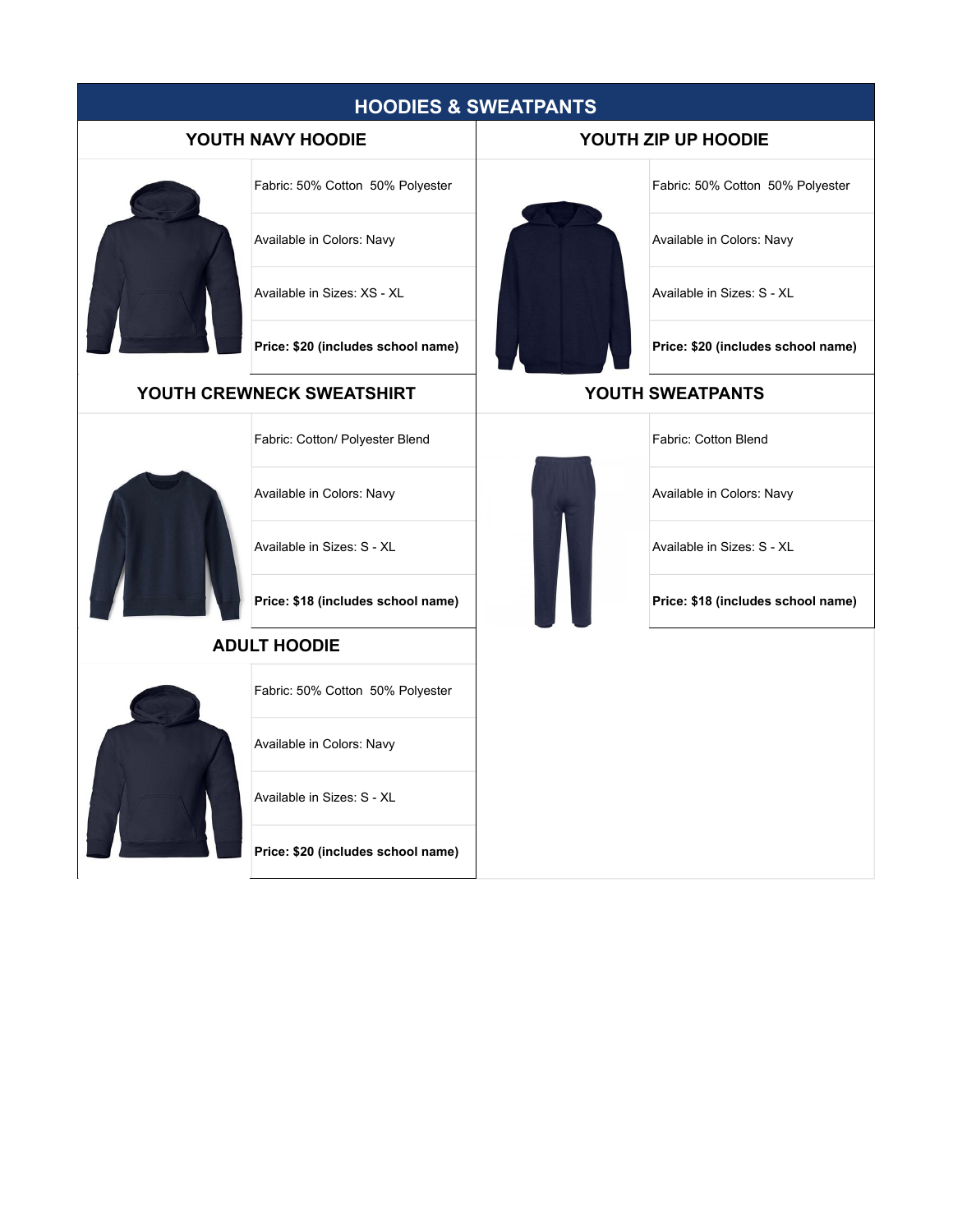# HOODIES & SWEATPANTS

## YOUTH NAVY HOODIE

| |
|---|
| Fabric: 50% Cotton 50% Polyester |
| Available in Colors: Navy |
| Available in Sizes: XS - XL |
| **Price: $20 (includes school name)** |

## YOUTH ZIP UP HOODIE

| |
|---|
| Fabric: 50% Cotton 50% Polyester |
| Available in Colors: Navy |
| Available in Sizes: S - XL |
| **Price: $20 (includes school name)** |

## YOUTH CREWNECK SWEATSHIRT

| |
|---|
| Fabric: Cotton/ Polyester Blend |
| Available in Colors: Navy |
| Available in Sizes: S - XL |
| **Price: $18 (includes school name)** |

## YOUTH SWEATPANTS

| |
|---|
| Fabric: Cotton Blend |
| Available in Colors: Navy |
| Available in Sizes: S - XL |
| **Price: $18 (includes school name)** |

## ADULT HOODIE

| |
|---|
| Fabric: 50% Cotton 50% Polyester |
| Available in Colors: Navy |
| Available in Sizes: S - XL |
| **Price: $20 (includes school name)** |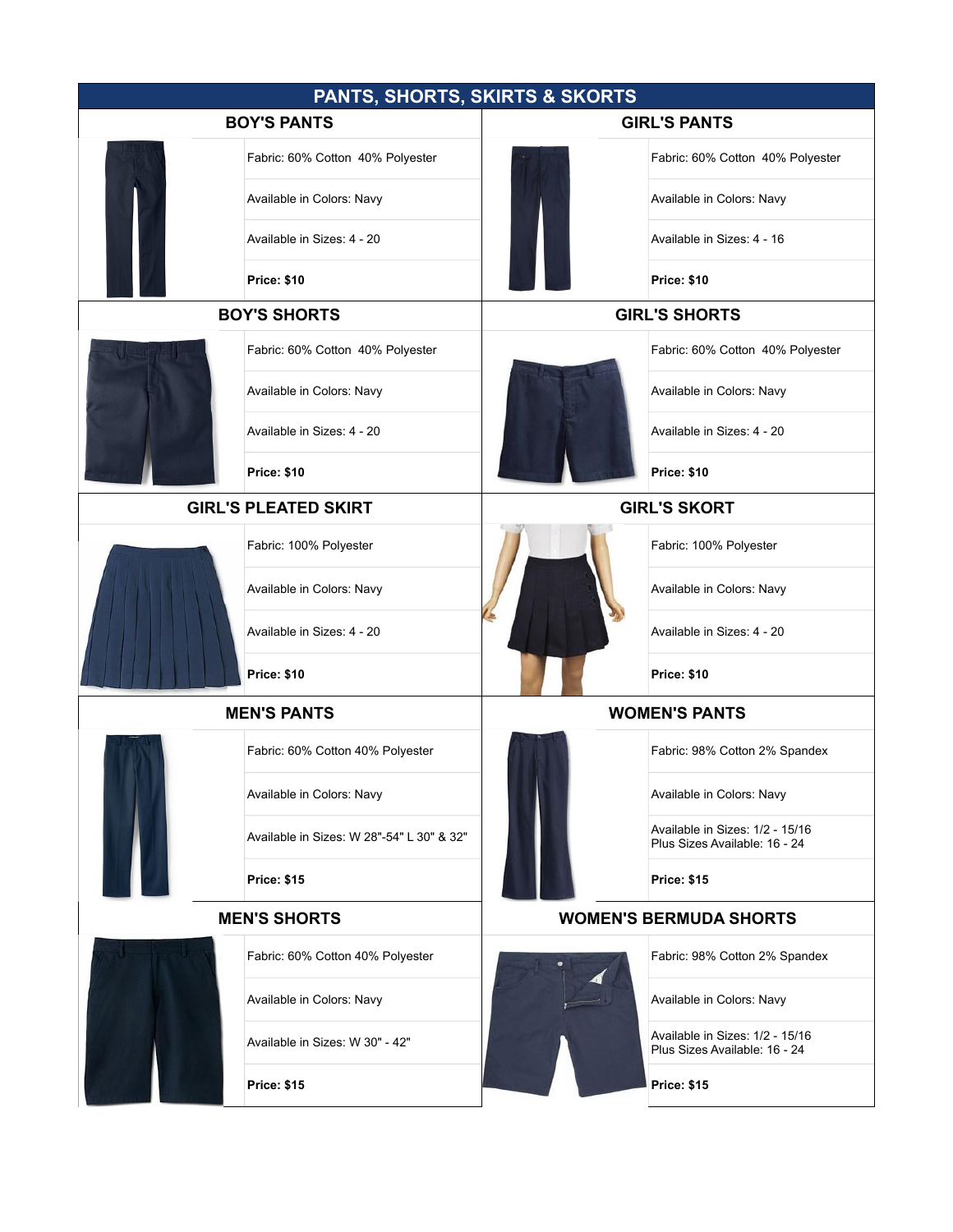# PANTS, SHORTS, SKIRTS & SKORTS

## BOY'S PANTS

Fabric: 60% Cotton 40% Polyester

Available in Colors: Navy

Available in Sizes: 4 - 20

**Price: $10**

## GIRL'S PANTS

Fabric: 60% Cotton 40% Polyester

Available in Colors: Navy

Available in Sizes: 4 - 16

**Price: $10**

## BOY'S SHORTS

Fabric: 60% Cotton 40% Polyester

Available in Colors: Navy

Available in Sizes: 4 - 20

**Price: $10**

## GIRL'S SHORTS

Fabric: 60% Cotton 40% Polyester

Available in Colors: Navy

Available in Sizes: 4 - 20

**Price: $10**

## GIRL'S PLEATED SKIRT

Fabric: 100% Polyester

Available in Colors: Navy

Available in Sizes: 4 - 20

**Price: $10**

## GIRL'S SKORT

Fabric: 100% Polyester

Available in Colors: Navy

Available in Sizes: 4 - 20

**Price: $10**

## MEN'S PANTS

Fabric: 60% Cotton 40% Polyester

Available in Colors: Navy

Available in Sizes: W 28"-54" L 30" & 32"

**Price: $15**

## WOMEN'S PANTS

Fabric: 98% Cotton 2% Spandex

Available in Colors: Navy

Available in Sizes: 1/2 - 15/16
Plus Sizes Available: 16 - 24

**Price: $15**

## MEN'S SHORTS

Fabric: 60% Cotton 40% Polyester

Available in Colors: Navy

Available in Sizes: W 30" - 42"

**Price: $15**

## WOMEN'S BERMUDA SHORTS

Fabric: 98% Cotton 2% Spandex

Available in Colors: Navy

Available in Sizes: 1/2 - 15/16
Plus Sizes Available: 16 - 24

**Price: $15**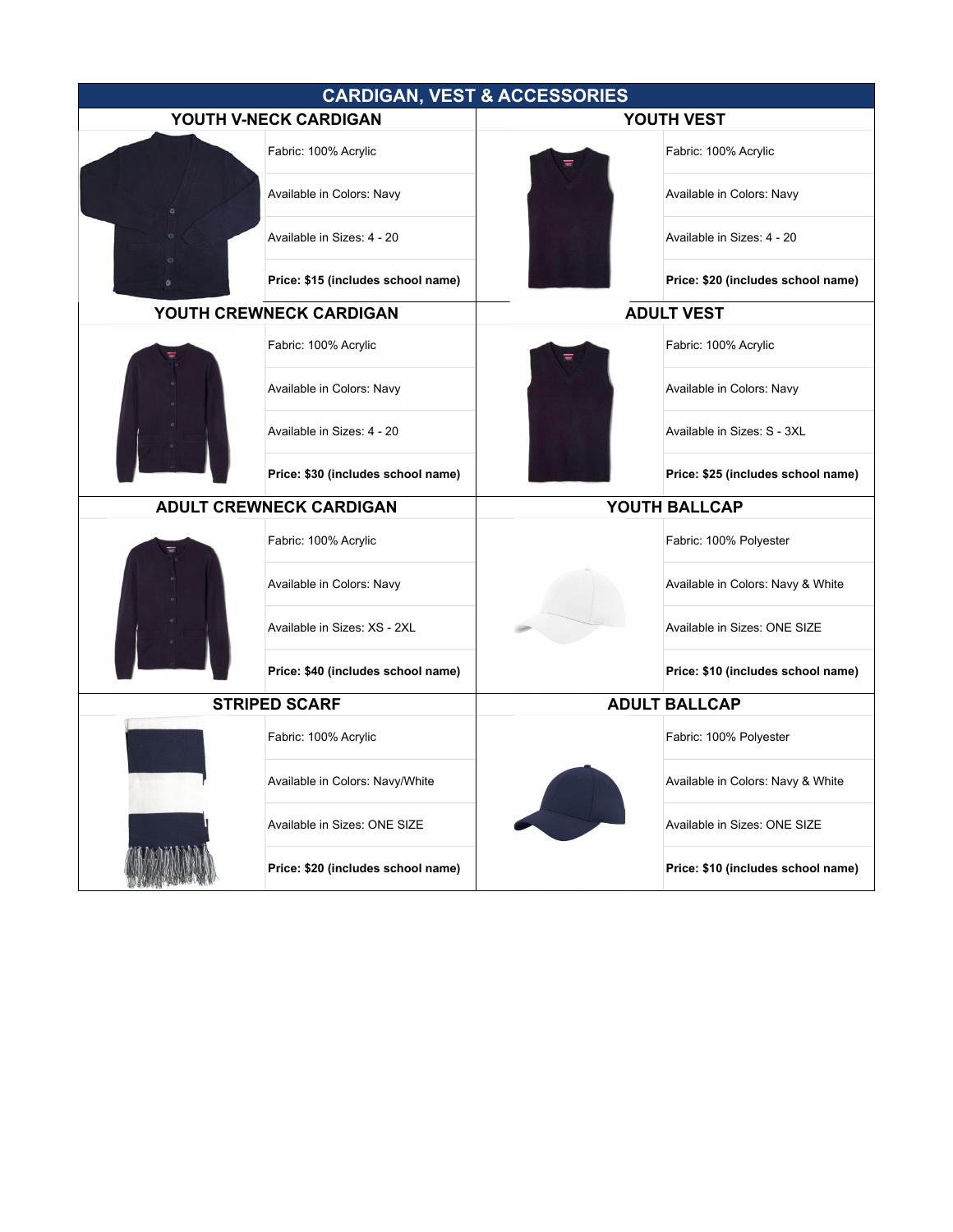# CARDIGAN, VEST & ACCESSORIES

## YOUTH V-NECK CARDIGAN

Fabric: 100% Acrylic

Available in Colors: Navy

Available in Sizes: 4 - 20

**Price: $15 (includes school name)**

## YOUTH VEST

Fabric: 100% Acrylic

Available in Colors: Navy

Available in Sizes: 4 - 20

**Price: $20 (includes school name)**

## YOUTH CREWNECK CARDIGAN

Fabric: 100% Acrylic

Available in Colors: Navy

Available in Sizes: 4 - 20

**Price: $30 (includes school name)**

## ADULT VEST

Fabric: 100% Acrylic

Available in Colors: Navy

Available in Sizes: S - 3XL

**Price: $25 (includes school name)**

## ADULT CREWNECK CARDIGAN

Fabric: 100% Acrylic

Available in Colors: Navy

Available in Sizes: XS - 2XL

**Price: $40 (includes school name)**

## YOUTH BALLCAP

Fabric: 100% Polyester

Available in Colors: Navy & White

Available in Sizes: ONE SIZE

**Price: $10 (includes school name)**

## STRIPED SCARF

Fabric: 100% Acrylic

Available in Colors: Navy/White

Available in Sizes: ONE SIZE

**Price: $20 (includes school name)**

## ADULT BALLCAP

Fabric: 100% Polyester

Available in Colors: Navy & White

Available in Sizes: ONE SIZE

**Price: $10 (includes school name)**